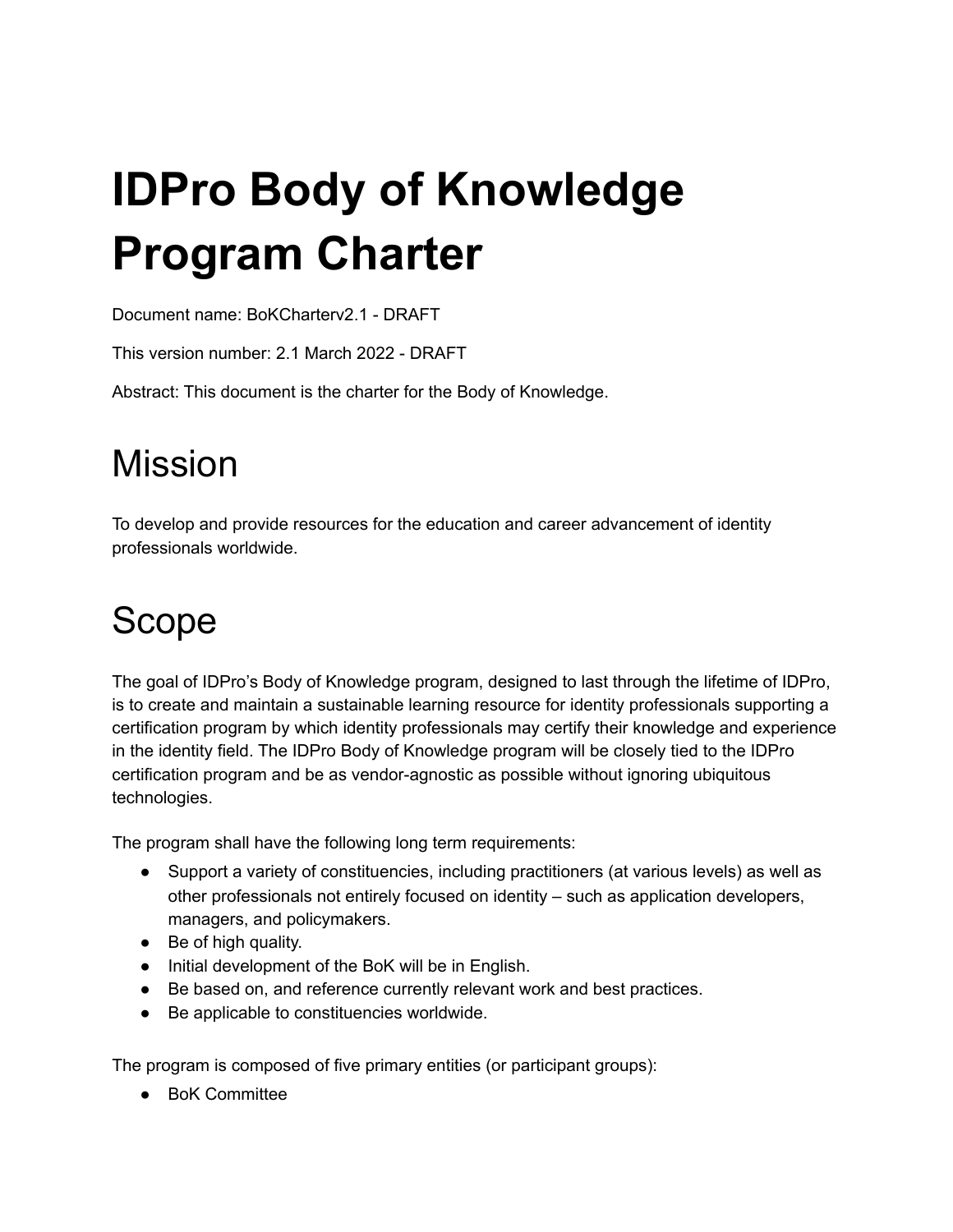# IDPro Body of Knowledge Program Charter

Document name: BoKCharterv2.1 - DRAFT

This version number: 2.1 March 2022 - DRAFT

Abstract: This document is the charter for the Body of Knowledge.

# Mission

To develop and provide resources for the education and career advancement of identity professionals worldwide.

# Scope

The goal of IDPro's Body of Knowledge program, designed to last through the lifetime of IDPro, is to create and maintain a sustainable learning resource for identity professionals supporting a certification program by which identity professionals may certify their knowledge and experience in the identity field. The IDPro Body of Knowledge program will be closely tied to the IDPro certification program and be as vendor-agnostic as possible without ignoring ubiquitous technologies.

The program shall have the following long term requirements:

- Support a variety of constituencies, including practitioners (at various levels) as well as other professionals not entirely focused on identity – such as application developers, managers, and policymakers.
- Be of high quality.
- Initial development of the BoK will be in English.
- Be based on, and reference currently relevant work and best practices.
- Be applicable to constituencies worldwide.

The program is composed of five primary entities (or participant groups):

- BoK Committee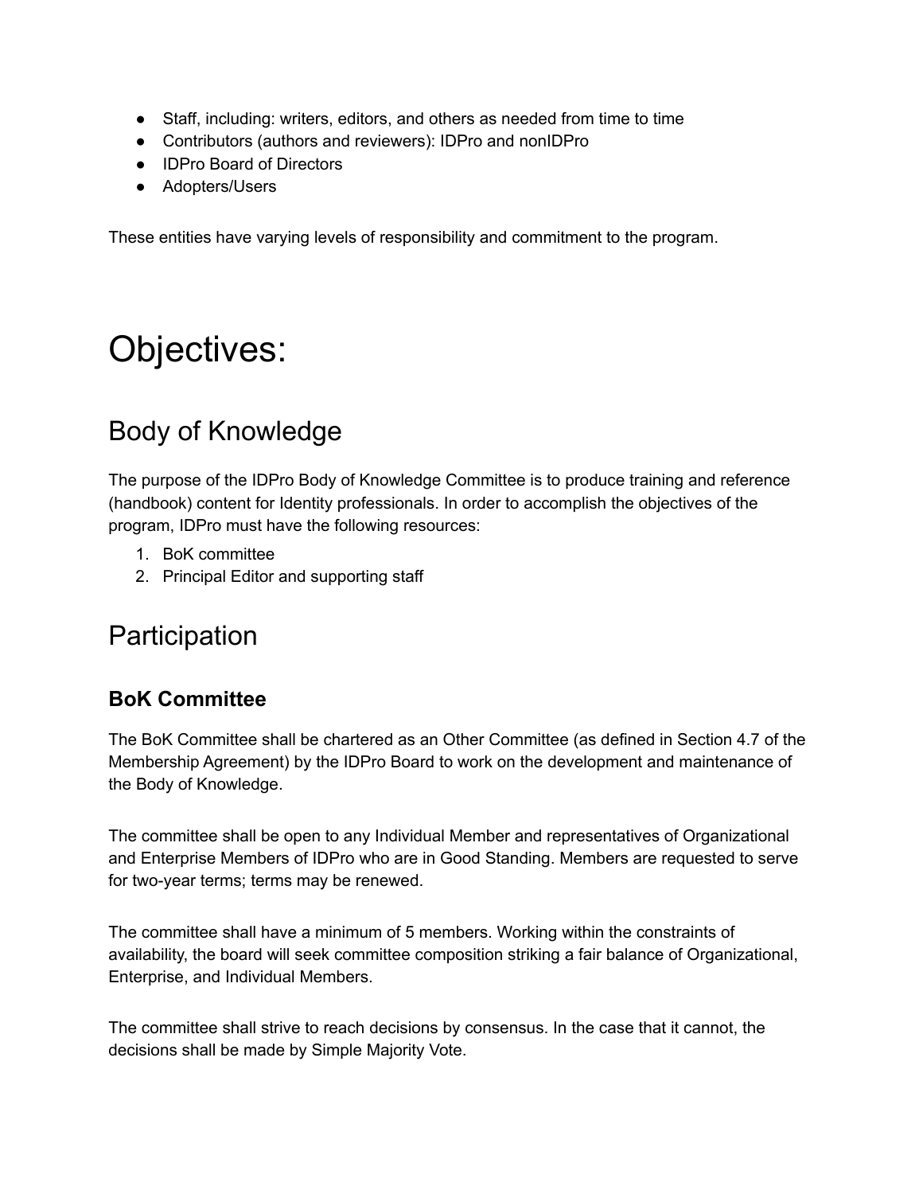- Staff, including: writers, editors, and others as needed from time to time
- Contributors (authors and reviewers): IDPro and nonIDPro
- IDPro Board of Directors
- Adopters/Users

These entities have varying levels of responsibility and commitment to the program.

# Objectives:

## Body of Knowledge

The purpose of the IDPro Body of Knowledge Committee is to produce training and reference (handbook) content for Identity professionals. In order to accomplish the objectives of the program, IDPro must have the following resources:

1. BoK committee
2. Principal Editor and supporting staff

## Participation

### BoK Committee

The BoK Committee shall be chartered as an Other Committee (as defined in Section 4.7 of the Membership Agreement) by the IDPro Board to work on the development and maintenance of the Body of Knowledge.

The committee shall be open to any Individual Member and representatives of Organizational and Enterprise Members of IDPro who are in Good Standing. Members are requested to serve for two-year terms; terms may be renewed.

The committee shall have a minimum of 5 members. Working within the constraints of availability, the board will seek committee composition striking a fair balance of Organizational, Enterprise, and Individual Members.

The committee shall strive to reach decisions by consensus. In the case that it cannot, the decisions shall be made by Simple Majority Vote.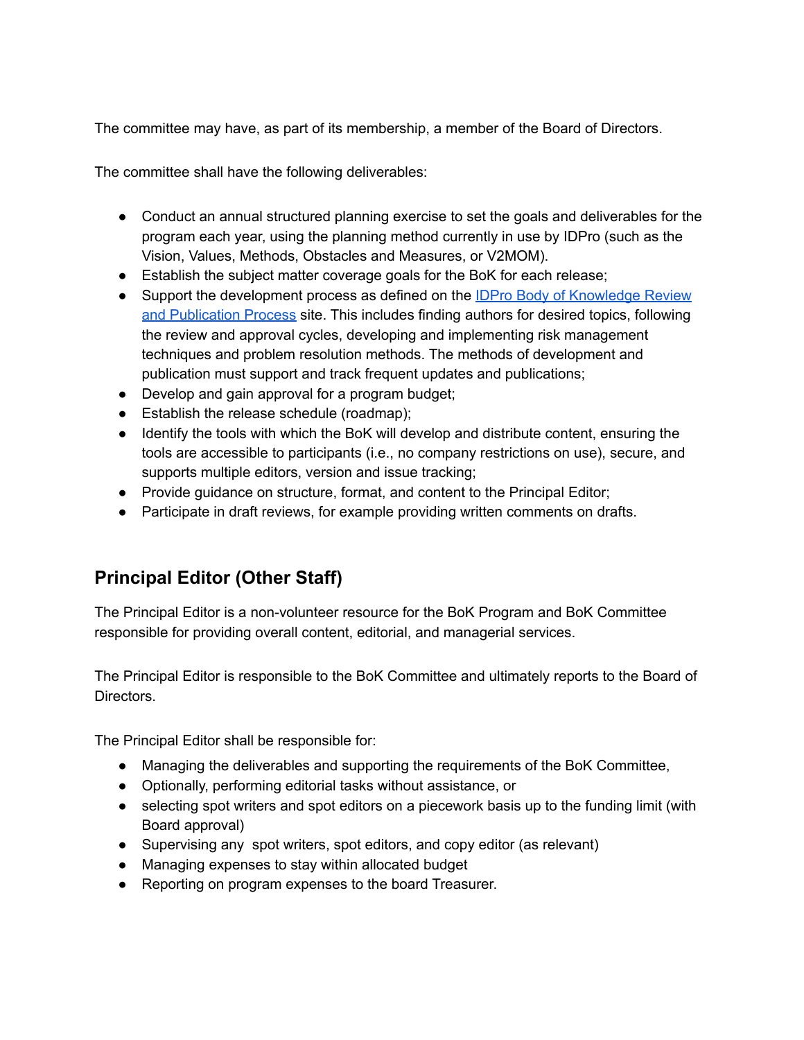The committee may have, as part of its membership, a member of the Board of Directors.

The committee shall have the following deliverables:

- Conduct an annual structured planning exercise to set the goals and deliverables for the program each year, using the planning method currently in use by IDPro (such as the Vision, Values, Methods, Obstacles and Measures, or V2MOM).
- Establish the subject matter coverage goals for the BoK for each release;
- Support the development process as defined on the [IDPro Body of Knowledge Review and Publication Process]() site. This includes finding authors for desired topics, following the review and approval cycles, developing and implementing risk management techniques and problem resolution methods. The methods of development and publication must support and track frequent updates and publications;
- Develop and gain approval for a program budget;
- Establish the release schedule (roadmap);
- Identify the tools with which the BoK will develop and distribute content, ensuring the tools are accessible to participants (i.e., no company restrictions on use), secure, and supports multiple editors, version and issue tracking;
- Provide guidance on structure, format, and content to the Principal Editor;
- Participate in draft reviews, for example providing written comments on drafts.

## Principal Editor (Other Staff)

The Principal Editor is a non-volunteer resource for the BoK Program and BoK Committee responsible for providing overall content, editorial, and managerial services.

The Principal Editor is responsible to the BoK Committee and ultimately reports to the Board of Directors.

The Principal Editor shall be responsible for:

- Managing the deliverables and supporting the requirements of the BoK Committee,
- Optionally, performing editorial tasks without assistance, or
- selecting spot writers and spot editors on a piecework basis up to the funding limit (with Board approval)
- Supervising any spot writers, spot editors, and copy editor (as relevant)
- Managing expenses to stay within allocated budget
- Reporting on program expenses to the board Treasurer.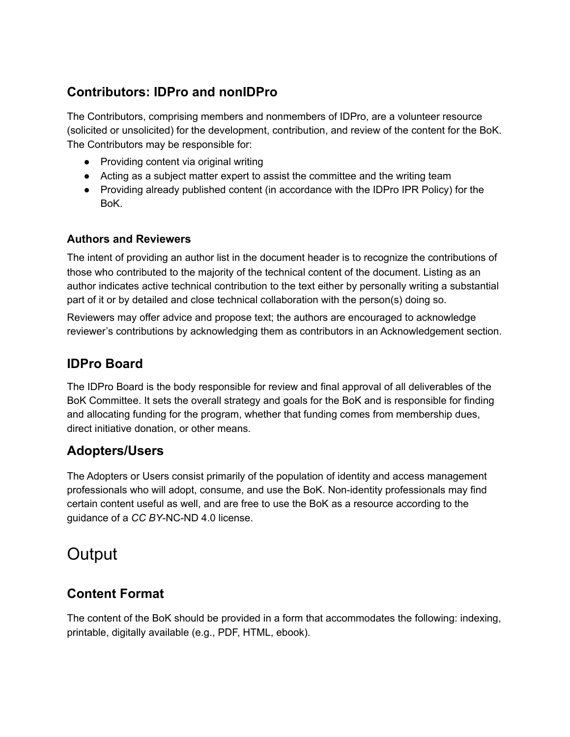## Contributors: IDPro and nonIDPro

The Contributors, comprising members and nonmembers of IDPro, are a volunteer resource (solicited or unsolicited) for the development, contribution, and review of the content for the BoK. The Contributors may be responsible for:

- Providing content via original writing
- Acting as a subject matter expert to assist the committee and the writing team
- Providing already published content (in accordance with the IDPro IPR Policy) for the BoK.

### Authors and Reviewers

The intent of providing an author list in the document header is to recognize the contributions of those who contributed to the majority of the technical content of the document. Listing as an author indicates active technical contribution to the text either by personally writing a substantial part of it or by detailed and close technical collaboration with the person(s) doing so.

Reviewers may offer advice and propose text; the authors are encouraged to acknowledge reviewer's contributions by acknowledging them as contributors in an Acknowledgement section.

## IDPro Board

The IDPro Board is the body responsible for review and final approval of all deliverables of the BoK Committee. It sets the overall strategy and goals for the BoK and is responsible for finding and allocating funding for the program, whether that funding comes from membership dues, direct initiative donation, or other means.

## Adopters/Users

The Adopters or Users consist primarily of the population of identity and access management professionals who will adopt, consume, and use the BoK. Non-identity professionals may find certain content useful as well, and are free to use the BoK as a resource according to the guidance of a *CC BY*-NC-ND 4.0 license.

# Output

## Content Format

The content of the BoK should be provided in a form that accommodates the following: indexing, printable, digitally available (e.g., PDF, HTML, ebook).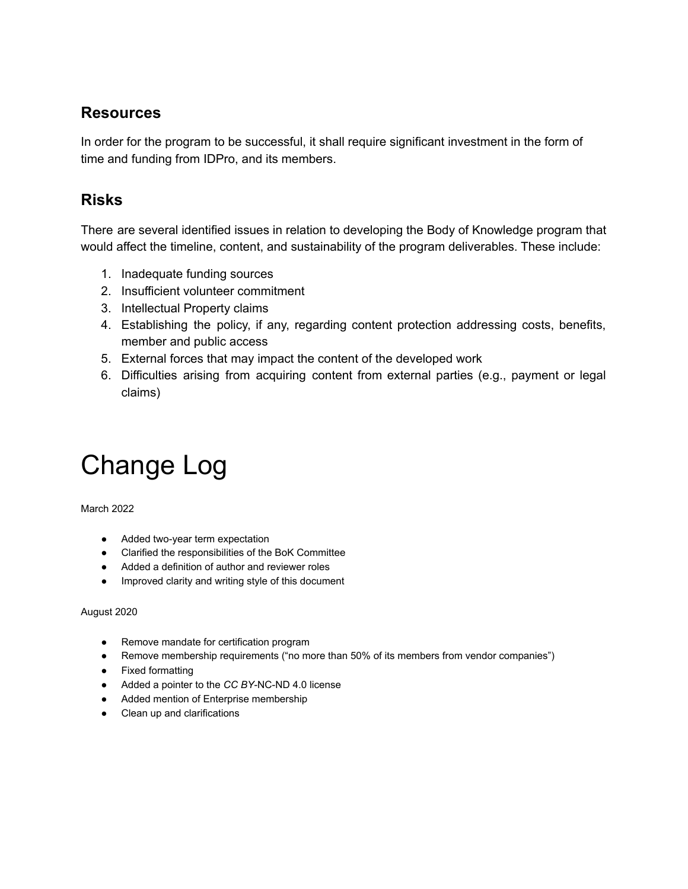## Resources

In order for the program to be successful, it shall require significant investment in the form of time and funding from IDPro, and its members.

## Risks

There are several identified issues in relation to developing the Body of Knowledge program that would affect the timeline, content, and sustainability of the program deliverables. These include:

1. Inadequate funding sources
2. Insufficient volunteer commitment
3. Intellectual Property claims
4. Establishing the policy, if any, regarding content protection addressing costs, benefits, member and public access
5. External forces that may impact the content of the developed work
6. Difficulties arising from acquiring content from external parties (e.g., payment or legal claims)

# Change Log

March 2022

- Added two-year term expectation
- Clarified the responsibilities of the BoK Committee
- Added a definition of author and reviewer roles
- Improved clarity and writing style of this document

August 2020

- Remove mandate for certification program
- Remove membership requirements ("no more than 50% of its members from vendor companies")
- Fixed formatting
- Added a pointer to the *CC BY*-NC-ND 4.0 license
- Added mention of Enterprise membership
- Clean up and clarifications